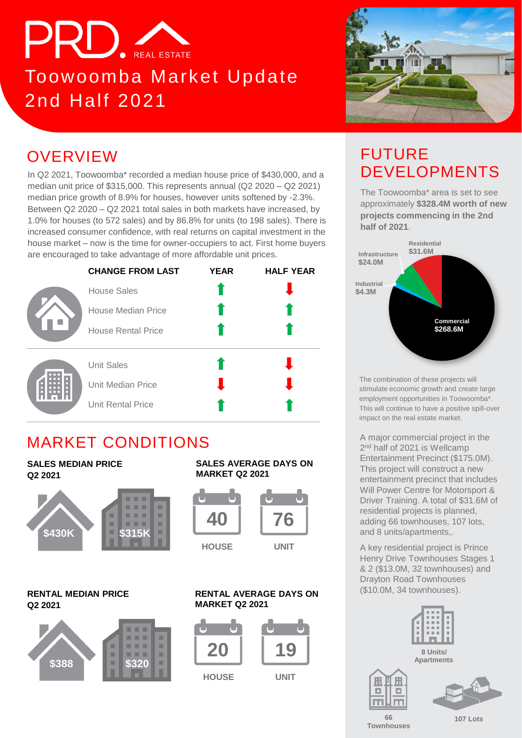# PRD. REAL ESTATE

# Toowoomba Market Update 2nd Half 2021

## OVERVIEW

In Q2 2021, Toowoomba* recorded a median house price of $430,000, and a median unit price of $315,000. This represents annual (Q2 2020 – Q2 2021) median price growth of 8.9% for houses, however units softened by -2.3%. Between Q2 2020 – Q2 2021 total sales in both markets have increased, by 1.0% for houses (to 572 sales) and by 86.8% for units (to 198 sales). There is increased consumer confidence, with real returns on capital investment in the house market – now is the time for owner-occupiers to act. First home buyers are encouraged to take advantage of more affordable unit prices.

| CHANGE FROM LAST | YEAR | HALF YEAR |
|---|---|---|
| House Sales | ↑ | ↓ |
| House Median Price | ↑ | ↑ |
| House Rental Price | ↑ | ↑ |
| Unit Sales | ↑ | ↓ |
| Unit Median Price | ↓ | ↓ |
| Unit Rental Price | ↑ | ↑ |

## MARKET CONDITIONS

**SALES MEDIAN PRICE Q2 2021**

- House: $430K
- Unit: $315K

**SALES AVERAGE DAYS ON MARKET Q2 2021**

- House: 40
- Unit: 76

**RENTAL MEDIAN PRICE Q2 2021**

- House: $388
- Unit: $320

**RENTAL AVERAGE DAYS ON MARKET Q2 2021**

- House: 20
- Unit: 19

## FUTURE DEVELOPMENTS

The Toowoomba* area is set to see approximately **$328.4M worth of new projects commencing in the 2nd half of 2021**.

- Commercial: $268.6M
- Residential: $31.6M
- Infrastructure: $24.0M
- Industrial: $4.3M

The combination of these projects will stimulate economic growth and create large employment opportunities in Toowoomba*. This will continue to have a positive spill-over impact on the real estate market.

A major commercial project in the 2nd half of 2021 is Wellcamp Entertainment Precinct ($175.0M). This project will construct a new entertainment precinct that includes Will Power Centre for Motorsport & Driver Training. A total of $31.6M of residential projects is planned, adding 66 townhouses, 107 lots, and 8 units/apartments,.

A key residential project is Prince Henry Drive Townhouses Stages 1 & 2 ($13.0M, 32 townhouses) and Drayton Road Townhouses ($10.0M, 34 townhouses).

- 8 Units/ Apartments
- 66 Townhouses
- 107 Lots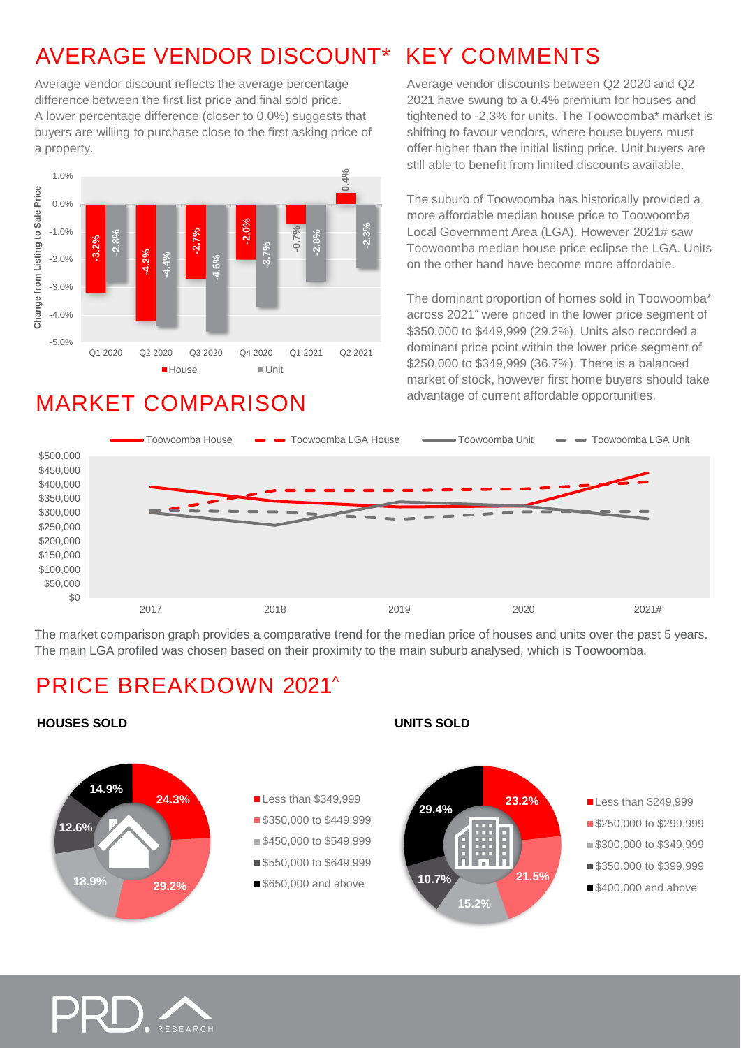## AVERAGE VENDOR DISCOUNT*

Average vendor discount reflects the average percentage difference between the first list price and final sold price. A lower percentage difference (closer to 0.0%) suggests that buyers are willing to purchase close to the first asking price of a property.

| Change from Listing to Sale Price | Q1 2020 | Q2 2020 | Q3 2020 | Q4 2020 | Q1 2021 | Q2 2021 |
|---|---|---|---|---|---|---|
| House | -3.2% | -4.2% | -2.7% | -2.0% | -0.7% | 0.4% |
| Unit | -2.8% | -4.4% | -4.6% | -3.7% | -2.8% | -2.3% |

## MARKET COMPARISON

The market comparison graph provides a comparative trend for the median price of houses and units over the past 5 years. The main LGA profiled was chosen based on their proximity to the main suburb analysed, which is Toowoomba.

## KEY COMMENTS

Average vendor discounts between Q2 2020 and Q2 2021 have swung to a 0.4% premium for houses and tightened to -2.3% for units. The Toowoomba* market is shifting to favour vendors, where house buyers must offer higher than the initial listing price. Unit buyers are still able to benefit from limited discounts available.

The suburb of Toowoomba has historically provided a more affordable median house price to Toowoomba Local Government Area (LGA). However 2021# saw Toowoomba median house price eclipse the LGA. Units on the other hand have become more affordable.

The dominant proportion of homes sold in Toowoomba* across 2021^ were priced in the lower price segment of $350,000 to $449,999 (29.2%). Units also recorded a dominant price point within the lower price segment of $250,000 to $349,999 (36.7%). There is a balanced market of stock, however first home buyers should take advantage of current affordable opportunities.

## PRICE BREAKDOWN 2021^

**HOUSES SOLD**

| Price Range | % |
|---|---|
| Less than $349,999 | 24.3% |
| $350,000 to $449,999 | 29.2% |
| $450,000 to $549,999 | 18.9% |
| $550,000 to $649,999 | 12.6% |
| $650,000 and above | 14.9% |

**UNITS SOLD**

| Price Range | % |
|---|---|
| Less than $249,999 | 23.2% |
| $250,000 to $299,999 | 21.5% |
| $300,000 to $349,999 | 15.2% |
| $350,000 to $399,999 | 10.7% |
| $400,000 and above | 29.4% |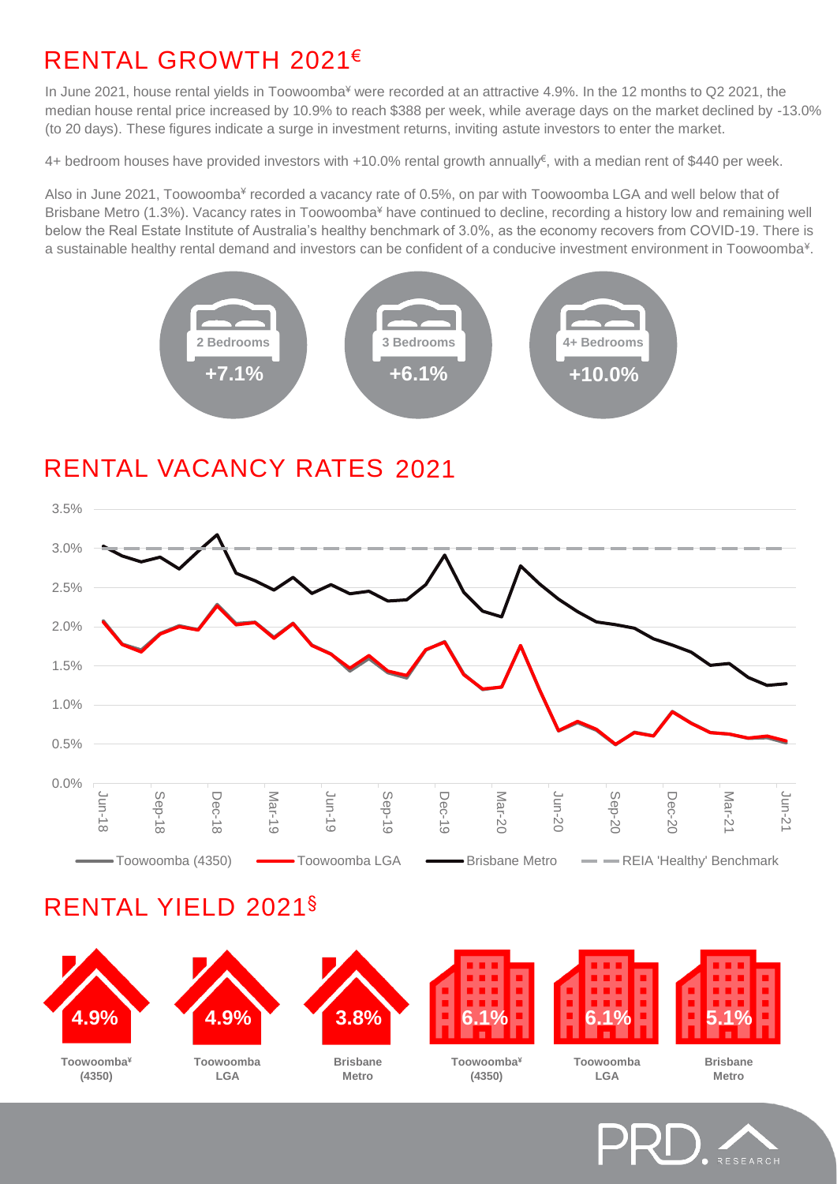## RENTAL GROWTH 2021€

In June 2021, house rental yields in Toowoomba¥ were recorded at an attractive 4.9%. In the 12 months to Q2 2021, the median house rental price increased by 10.9% to reach $388 per week, while average days on the market declined by -13.0% (to 20 days). These figures indicate a surge in investment returns, inviting astute investors to enter the market.

4+ bedroom houses have provided investors with +10.0% rental growth annually€, with a median rent of $440 per week.

Also in June 2021, Toowoomba¥ recorded a vacancy rate of 0.5%, on par with Toowoomba LGA and well below that of Brisbane Metro (1.3%). Vacancy rates in Toowoomba¥ have continued to decline, recording a history low and remaining well below the Real Estate Institute of Australia's healthy benchmark of 3.0%, as the economy recovers from COVID-19. There is a sustainable healthy rental demand and investors can be confident of a conducive investment environment in Toowoomba¥.

| 2 Bedrooms | 3 Bedrooms | 4+ Bedrooms |
|---|---|---|
| +7.1% | +6.1% | +10.0% |

## RENTAL VACANCY RATES 2021

Legend: Toowoomba (4350), Toowoomba LGA, Brisbane Metro, REIA 'Healthy' Benchmark

## RENTAL YIELD 2021§

| | Toowoomba¥ (4350) | Toowoomba LGA | Brisbane Metro |
|---|---|---|---|
| Houses | 4.9% | 4.9% | 3.8% |
| Units | 6.1% | 6.1% | 5.1% |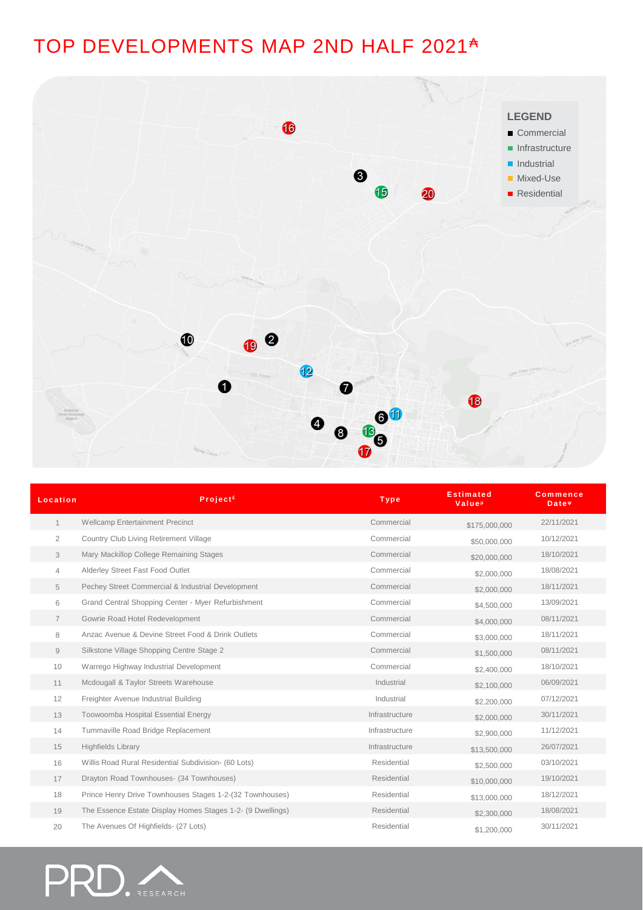# TOP DEVELOPMENTS MAP 2ND HALF 2021[a]

**LEGEND**
- Commercial
- Infrastructure
- Industrial
- Mixed-Use
- Residential

| Location | Project[£] | Type | Estimated Value[¤] | Commence Date[¥] |
|---|---|---|---|---|
| 1 | Wellcamp Entertainment Precinct | Commercial | $175,000,000 | 22/11/2021 |
| 2 | Country Club Living Retirement Village | Commercial | $50,000,000 | 10/12/2021 |
| 3 | Mary Mackillop College Remaining Stages | Commercial | $20,000,000 | 18/10/2021 |
| 4 | Alderley Street Fast Food Outlet | Commercial | $2,000,000 | 18/08/2021 |
| 5 | Pechey Street Commercial & Industrial Development | Commercial | $2,000,000 | 18/11/2021 |
| 6 | Grand Central Shopping Center - Myer Refurbishment | Commercial | $4,500,000 | 13/09/2021 |
| 7 | Gowrie Road Hotel Redevelopment | Commercial | $4,000,000 | 08/11/2021 |
| 8 | Anzac Avenue & Devine Street Food & Drink Outlets | Commercial | $3,000,000 | 18/11/2021 |
| 9 | Silkstone Village Shopping Centre Stage 2 | Commercial | $1,500,000 | 08/11/2021 |
| 10 | Warrego Highway Industrial Development | Commercial | $2,400,000 | 18/10/2021 |
| 11 | Mcdougall & Taylor Streets Warehouse | Industrial | $2,100,000 | 06/09/2021 |
| 12 | Freighter Avenue Industrial Building | Industrial | $2,200,000 | 07/12/2021 |
| 13 | Toowoomba Hospital Essential Energy | Infrastructure | $2,000,000 | 30/11/2021 |
| 14 | Tummaville Road Bridge Replacement | Infrastructure | $2,900,000 | 11/12/2021 |
| 15 | Highfields Library | Infrastructure | $13,500,000 | 26/07/2021 |
| 16 | Willis Road Rural Residential Subdivision- (60 Lots) | Residential | $2,500,000 | 03/10/2021 |
| 17 | Drayton Road Townhouses- (34 Townhouses) | Residential | $10,000,000 | 19/10/2021 |
| 18 | Prince Henry Drive Townhouses Stages 1-2-(32 Townhouses) | Residential | $13,000,000 | 18/12/2021 |
| 19 | The Essence Estate Display Homes Stages 1-2- (9 Dwellings) | Residential | $2,300,000 | 18/08/2021 |
| 20 | The Avenues Of Highfields- (27 Lots) | Residential | $1,200,000 | 30/11/2021 |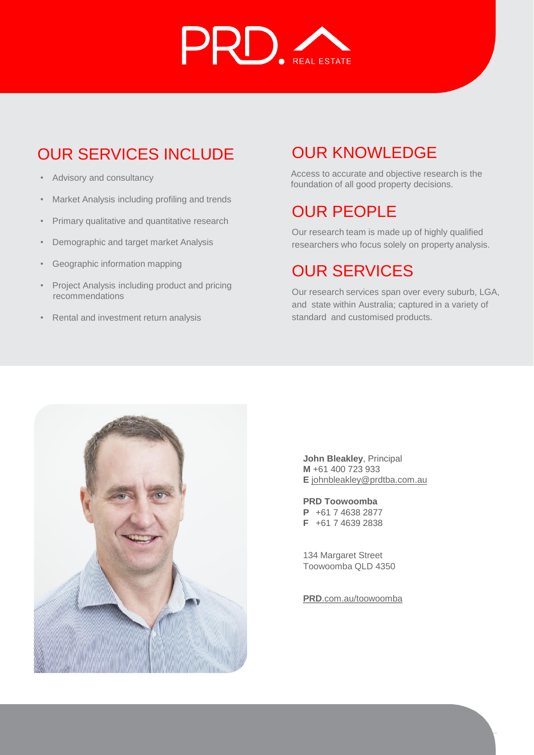PRD. REAL ESTATE

## OUR SERVICES INCLUDE

- Advisory and consultancy
- Market Analysis including profiling and trends
- Primary qualitative and quantitative research
- Demographic and target market Analysis
- Geographic information mapping
- Project Analysis including product and pricing recommendations
- Rental and investment return analysis

## OUR KNOWLEDGE

Access to accurate and objective research is the foundation of all good property decisions.

## OUR PEOPLE

Our research team is made up of highly qualified researchers who focus solely on property analysis.

## OUR SERVICES

Our research services span over every suburb, LGA, and state within Australia; captured in a variety of standard and customised products.

**John Bleakley**, Principal
**M** +61 400 723 933
**E** johnbleakley@prdtba.com.au

**PRD Toowoomba**
**P** +61 7 4638 2877
**F** +61 7 4639 2838

134 Margaret Street
Toowoomba QLD 4350

**PRD**.com.au/toowoomba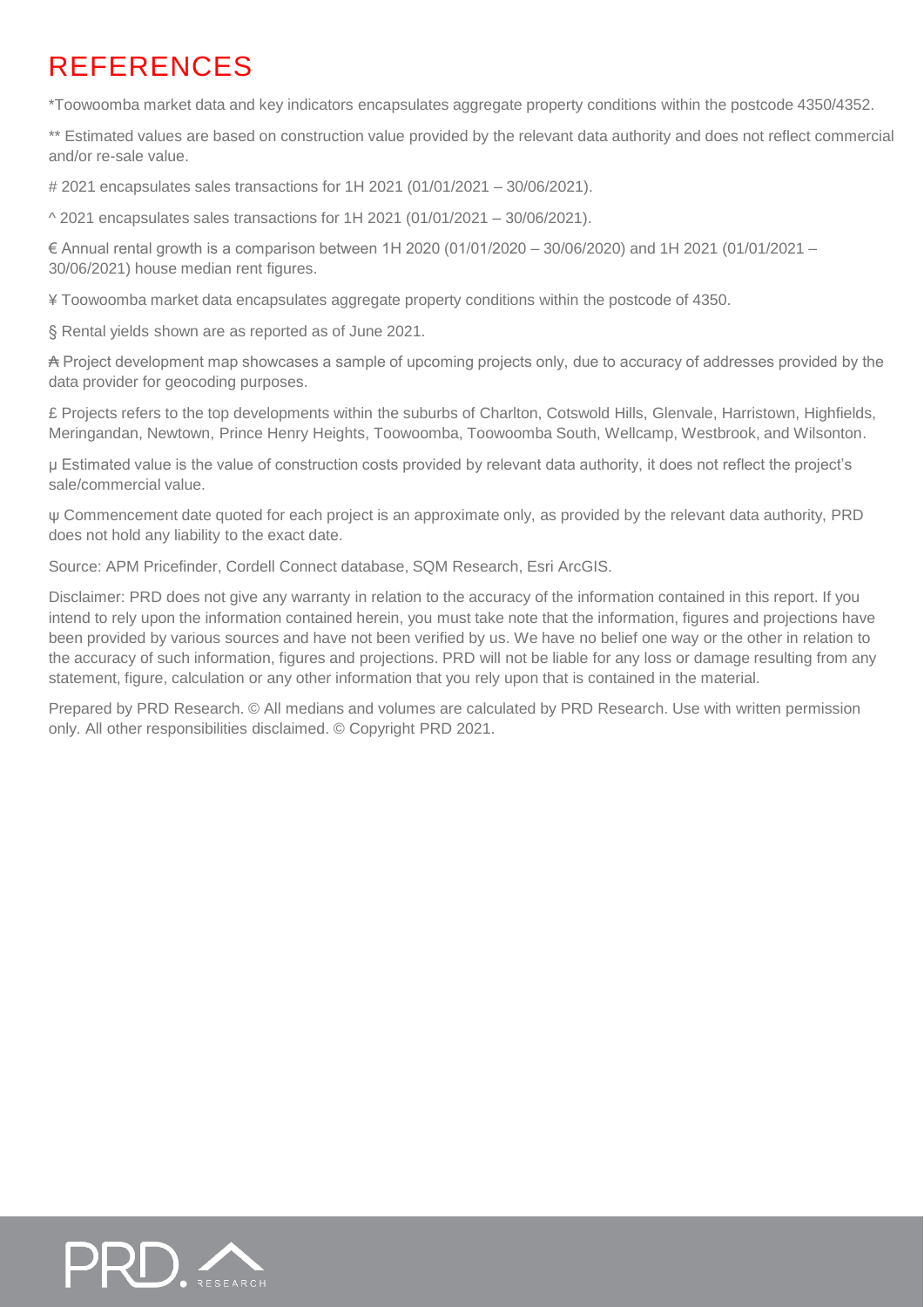# REFERENCES

*Toowoomba market data and key indicators encapsulates aggregate property conditions within the postcode 4350/4352.

** Estimated values are based on construction value provided by the relevant data authority and does not reflect commercial and/or re-sale value.

# 2021 encapsulates sales transactions for 1H 2021 (01/01/2021 – 30/06/2021).

^ 2021 encapsulates sales transactions for 1H 2021 (01/01/2021 – 30/06/2021).

€ Annual rental growth is a comparison between 1H 2020 (01/01/2020 – 30/06/2020) and 1H 2021 (01/01/2021 – 30/06/2021) house median rent figures.

¥ Toowoomba market data encapsulates aggregate property conditions within the postcode of 4350.

§ Rental yields shown are as reported as of June 2021.

₳ Project development map showcases a sample of upcoming projects only, due to accuracy of addresses provided by the data provider for geocoding purposes.

£ Projects refers to the top developments within the suburbs of Charlton, Cotswold Hills, Glenvale, Harristown, Highfields, Meringandan, Newtown, Prince Henry Heights, Toowoomba, Toowoomba South, Wellcamp, Westbrook, and Wilsonton.

µ Estimated value is the value of construction costs provided by relevant data authority, it does not reflect the project's sale/commercial value.

ψ Commencement date quoted for each project is an approximate only, as provided by the relevant data authority, PRD does not hold any liability to the exact date.

Source: APM Pricefinder, Cordell Connect database, SQM Research, Esri ArcGIS.

Disclaimer: PRD does not give any warranty in relation to the accuracy of the information contained in this report. If you intend to rely upon the information contained herein, you must take note that the information, figures and projections have been provided by various sources and have not been verified by us. We have no belief one way or the other in relation to the accuracy of such information, figures and projections. PRD will not be liable for any loss or damage resulting from any statement, figure, calculation or any other information that you rely upon that is contained in the material.

Prepared by PRD Research. © All medians and volumes are calculated by PRD Research. Use with written permission only. All other responsibilities disclaimed. © Copyright PRD 2021.

PRD. RESEARCH